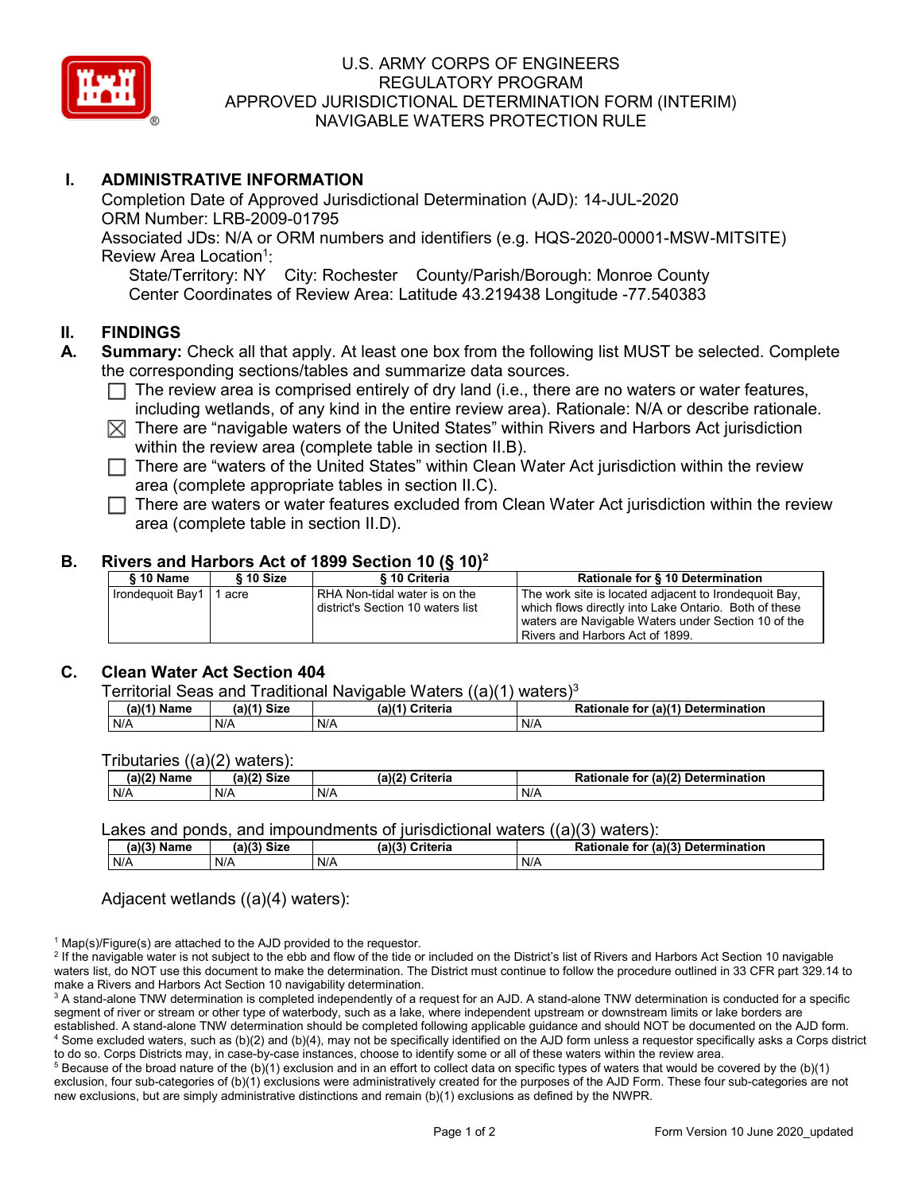# U.S. ARMY CORPS OF ENGINEERS
# REGULATORY PROGRAM
# APPROVED JURISDICTIONAL DETERMINATION FORM (INTERIM)
# NAVIGABLE WATERS PROTECTION RULE

## I. ADMINISTRATIVE INFORMATION

Completion Date of Approved Jurisdictional Determination (AJD): 14-JUL-2020
ORM Number: LRB-2009-01795
Associated JDs: N/A or ORM numbers and identifiers (e.g. HQS-2020-00001-MSW-MITSITE)
Review Area Location[1]:
State/Territory: NY City: Rochester County/Parish/Borough: Monroe County
Center Coordinates of Review Area: Latitude 43.219438 Longitude -77.540383

## II. FINDINGS

**A. Summary:** Check all that apply. At least one box from the following list MUST be selected. Complete the corresponding sections/tables and summarize data sources.

- ☐ The review area is comprised entirely of dry land (i.e., there are no waters or water features, including wetlands, of any kind in the entire review area). Rationale: N/A or describe rationale.
- ☒ There are "navigable waters of the United States" within Rivers and Harbors Act jurisdiction within the review area (complete table in section II.B).
- ☐ There are "waters of the United States" within Clean Water Act jurisdiction within the review area (complete appropriate tables in section II.C).
- ☐ There are waters or water features excluded from Clean Water Act jurisdiction within the review area (complete table in section II.D).

### B. Rivers and Harbors Act of 1899 Section 10 (§ 10)[2]

| § 10 Name | § 10 Size | § 10 Criteria | Rationale for § 10 Determination |
|---|---|---|---|
| Irondequoit Bay1 | 1 acre | RHA Non-tidal water is on the district's Section 10 waters list | The work site is located adjacent to Irondequoit Bay, which flows directly into Lake Ontario. Both of these waters are Navigable Waters under Section 10 of the Rivers and Harbors Act of 1899. |

### C. Clean Water Act Section 404

Territorial Seas and Traditional Navigable Waters ((a)(1) waters)[3]

| (a)(1) Name | (a)(1) Size | (a)(1) Criteria | Rationale for (a)(1) Determination |
|---|---|---|---|
| N/A | N/A | N/A | N/A |

Tributaries ((a)(2) waters):

| (a)(2) Name | (a)(2) Size | (a)(2) Criteria | Rationale for (a)(2) Determination |
|---|---|---|---|
| N/A | N/A | N/A | N/A |

Lakes and ponds, and impoundments of jurisdictional waters ((a)(3) waters):

| (a)(3) Name | (a)(3) Size | (a)(3) Criteria | Rationale for (a)(3) Determination |
|---|---|---|---|
| N/A | N/A | N/A | N/A |

Adjacent wetlands ((a)(4) waters):

---

[1] Map(s)/Figure(s) are attached to the AJD provided to the requestor.
[2] If the navigable water is not subject to the ebb and flow of the tide or included on the District's list of Rivers and Harbors Act Section 10 navigable waters list, do NOT use this document to make the determination. The District must continue to follow the procedure outlined in 33 CFR part 329.14 to make a Rivers and Harbors Act Section 10 navigability determination.
[3] A stand-alone TNW determination is completed independently of a request for an AJD. A stand-alone TNW determination is conducted for a specific segment of river or stream or other type of waterbody, such as a lake, where independent upstream or downstream limits or lake borders are established. A stand-alone TNW determination should be completed following applicable guidance and should NOT be documented on the AJD form.
[4] Some excluded waters, such as (b)(2) and (b)(4), may not be specifically identified on the AJD form unless a requestor specifically asks a Corps district to do so. Corps Districts may, in case-by-case instances, choose to identify some or all of these waters within the review area.
[5] Because of the broad nature of the (b)(1) exclusion and in an effort to collect data on specific types of waters that would be covered by the (b)(1) exclusion, four sub-categories of (b)(1) exclusions were administratively created for the purposes of the AJD Form. These four sub-categories are not new exclusions, but are simply administrative distinctions and remain (b)(1) exclusions as defined by the NWPR.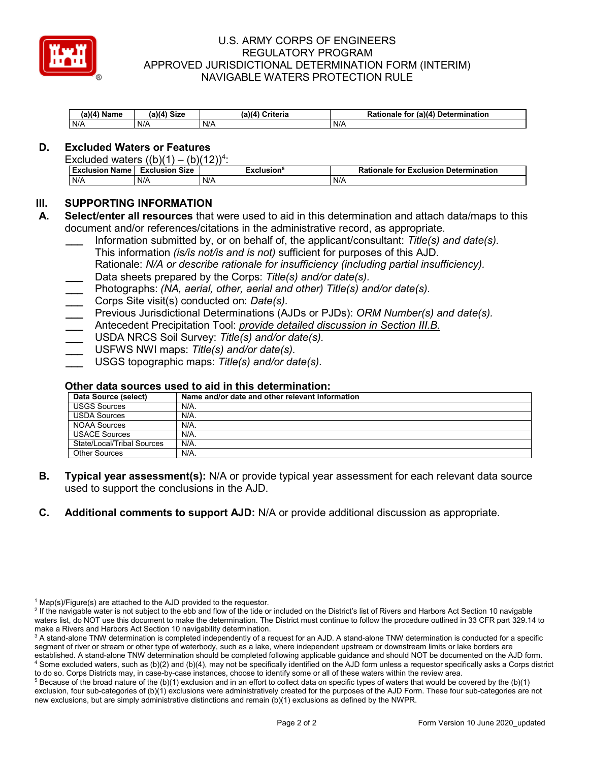U.S. ARMY CORPS OF ENGINEERS
REGULATORY PROGRAM
APPROVED JURISDICTIONAL DETERMINATION FORM (INTERIM)
NAVIGABLE WATERS PROTECTION RULE

| (a)(4) Name | (a)(4) Size | (a)(4) Criteria | Rationale for (a)(4) Determination |
|---|---|---|---|
| N/A | N/A | N/A | N/A |

## D. Excluded Waters or Features

Excluded waters ((b)(1) – (b)(12))[4]:

| Exclusion Name | Exclusion Size | Exclusion[5] | Rationale for Exclusion Determination |
|---|---|---|---|
| N/A | N/A | N/A | N/A |

# III. SUPPORTING INFORMATION

**A. Select/enter all resources** that were used to aid in this determination and attach data/maps to this document and/or references/citations in the administrative record, as appropriate.

___ Information submitted by, or on behalf of, the applicant/consultant: *Title(s) and date(s).* This information *(is/is not/is and is not)* sufficient for purposes of this AJD. Rationale: *N/A or describe rationale for insufficiency (including partial insufficiency).*
___ Data sheets prepared by the Corps: *Title(s) and/or date(s).*
___ Photographs: *(NA, aerial, other, aerial and other) Title(s) and/or date(s).*
___ Corps Site visit(s) conducted on: *Date(s).*
___ Previous Jurisdictional Determinations (AJDs or PJDs): *ORM Number(s) and date(s).*
___ Antecedent Precipitation Tool: *provide detailed discussion in Section III.B.*
___ USDA NRCS Soil Survey: *Title(s) and/or date(s).*
___ USFWS NWI maps: *Title(s) and/or date(s).*
___ USGS topographic maps: *Title(s) and/or date(s).*

**Other data sources used to aid in this determination:**

| Data Source (select) | Name and/or date and other relevant information |
|---|---|
| USGS Sources | N/A. |
| USDA Sources | N/A. |
| NOAA Sources | N/A. |
| USACE Sources | N/A. |
| State/Local/Tribal Sources | N/A. |
| Other Sources | N/A. |

**B. Typical year assessment(s):** N/A or provide typical year assessment for each relevant data source used to support the conclusions in the AJD.

**C. Additional comments to support AJD:** N/A or provide additional discussion as appropriate.

[1] Map(s)/Figure(s) are attached to the AJD provided to the requestor.
[2] If the navigable water is not subject to the ebb and flow of the tide or included on the District's list of Rivers and Harbors Act Section 10 navigable waters list, do NOT use this document to make the determination. The District must continue to follow the procedure outlined in 33 CFR part 329.14 to make a Rivers and Harbors Act Section 10 navigability determination.
[3] A stand-alone TNW determination is completed independently of a request for an AJD. A stand-alone TNW determination is conducted for a specific segment of river or stream or other type of waterbody, such as a lake, where independent upstream or downstream limits or lake borders are established. A stand-alone TNW determination should be completed following applicable guidance and should NOT be documented on the AJD form.
[4] Some excluded waters, such as (b)(2) and (b)(4), may not be specifically identified on the AJD form unless a requestor specifically asks a Corps district to do so. Corps Districts may, in case-by-case instances, choose to identify some or all of these waters within the review area.
[5] Because of the broad nature of the (b)(1) exclusion and in an effort to collect data on specific types of waters that would be covered by the (b)(1) exclusion, four sub-categories of (b)(1) exclusions were administratively created for the purposes of the AJD Form. These four sub-categories are not new exclusions, but are simply administrative distinctions and remain (b)(1) exclusions as defined by the NWPR.

Form Version 10 June 2020_updated